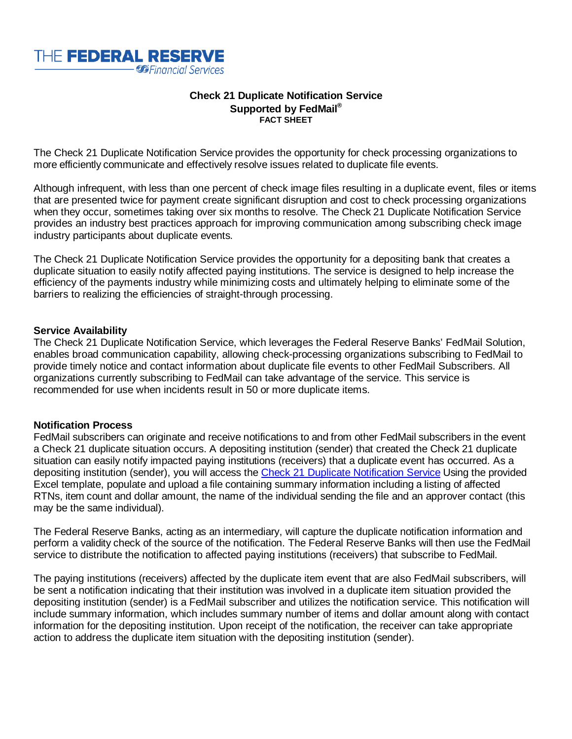THE FEDERAL RESERVE
Financial Services

# Check 21 Duplicate Notification Service
## Supported by FedMail®
### FACT SHEET

The Check 21 Duplicate Notification Service provides the opportunity for check processing organizations to more efficiently communicate and effectively resolve issues related to duplicate file events.

Although infrequent, with less than one percent of check image files resulting in a duplicate event, files or items that are presented twice for payment create significant disruption and cost to check processing organizations when they occur, sometimes taking over six months to resolve. The Check 21 Duplicate Notification Service provides an industry best practices approach for improving communication among subscribing check image industry participants about duplicate events.

The Check 21 Duplicate Notification Service provides the opportunity for a depositing bank that creates a duplicate situation to easily notify affected paying institutions. The service is designed to help increase the efficiency of the payments industry while minimizing costs and ultimately helping to eliminate some of the barriers to realizing the efficiencies of straight-through processing.

**Service Availability**

The Check 21 Duplicate Notification Service, which leverages the Federal Reserve Banks' FedMail Solution, enables broad communication capability, allowing check-processing organizations subscribing to FedMail to provide timely notice and contact information about duplicate file events to other FedMail Subscribers. All organizations currently subscribing to FedMail can take advantage of the service. This service is recommended for use when incidents result in 50 or more duplicate items.

**Notification Process**

FedMail subscribers can originate and receive notifications to and from other FedMail subscribers in the event a Check 21 duplicate situation occurs. A depositing institution (sender) that created the Check 21 duplicate situation can easily notify impacted paying institutions (receivers) that a duplicate event has occurred. As a depositing institution (sender), you will access the Check 21 Duplicate Notification Service Using the provided Excel template, populate and upload a file containing summary information including a listing of affected RTNs, item count and dollar amount, the name of the individual sending the file and an approver contact (this may be the same individual).

The Federal Reserve Banks, acting as an intermediary, will capture the duplicate notification information and perform a validity check of the source of the notification. The Federal Reserve Banks will then use the FedMail service to distribute the notification to affected paying institutions (receivers) that subscribe to FedMail.

The paying institutions (receivers) affected by the duplicate item event that are also FedMail subscribers, will be sent a notification indicating that their institution was involved in a duplicate item situation provided the depositing institution (sender) is a FedMail subscriber and utilizes the notification service. This notification will include summary information, which includes summary number of items and dollar amount along with contact information for the depositing institution. Upon receipt of the notification, the receiver can take appropriate action to address the duplicate item situation with the depositing institution (sender).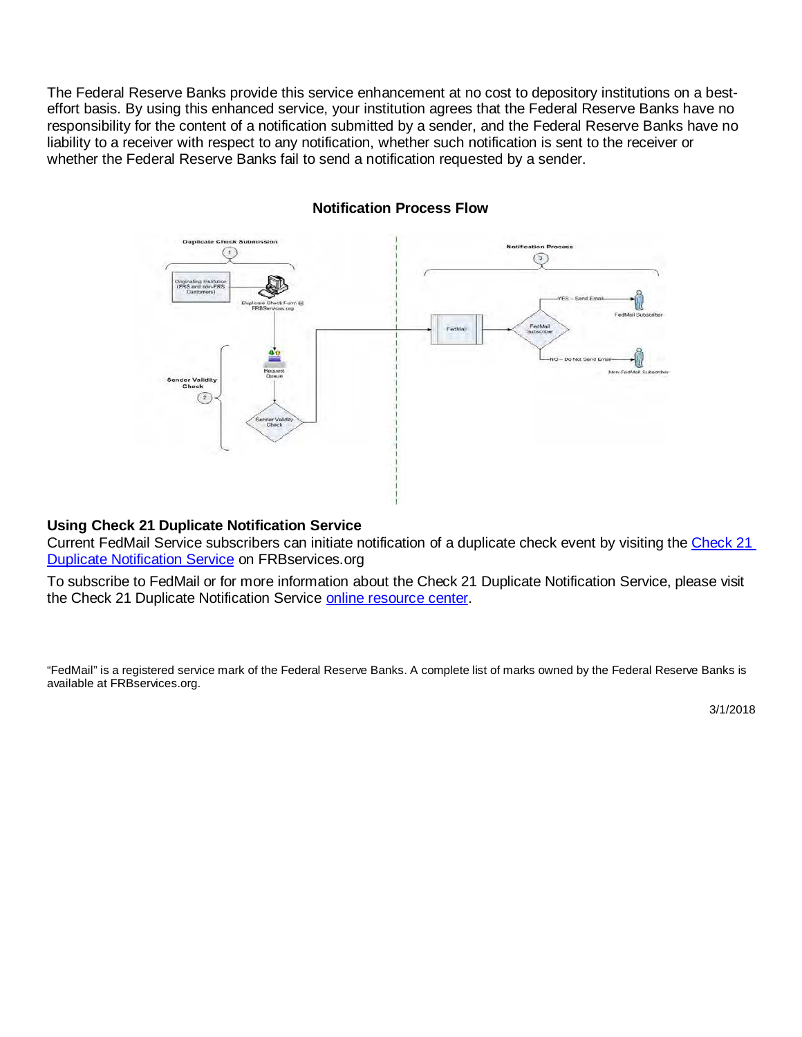The Federal Reserve Banks provide this service enhancement at no cost to depository institutions on a best-effort basis. By using this enhanced service, your institution agrees that the Federal Reserve Banks have no responsibility for the content of a notification submitted by a sender, and the Federal Reserve Banks have no liability to a receiver with respect to any notification, whether such notification is sent to the receiver or whether the Federal Reserve Banks fail to send a notification requested by a sender.

**Notification Process Flow**

Duplicate Check Submission

1

Originating Institution (FRS and non-FRS Customers)

Duplicate Check Form at FRBServices.org

Request Queue

Sender Validity Check

2

Sender Validity Check

Notification Process

3

FedMail

FedMail Subscriber

YES – Send Email

FedMail Subscriber

NO – Do Not Send Email

Non-FedMail Subscriber

## Using Check 21 Duplicate Notification Service

Current FedMail Service subscribers can initiate notification of a duplicate check event by visiting the Check 21 Duplicate Notification Service on FRBservices.org

To subscribe to FedMail or for more information about the Check 21 Duplicate Notification Service, please visit the Check 21 Duplicate Notification Service online resource center.

"FedMail" is a registered service mark of the Federal Reserve Banks. A complete list of marks owned by the Federal Reserve Banks is available at FRBservices.org.

3/1/2018